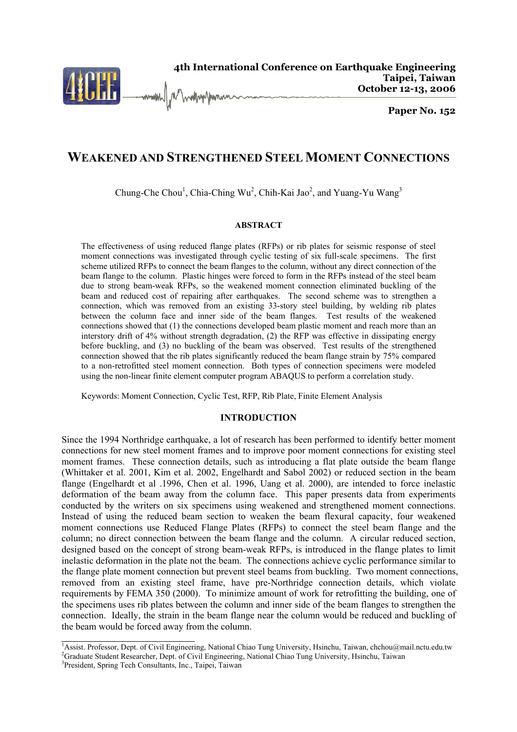4th International Conference on Earthquake Engineering
Taipei, Taiwan
October 12-13, 2006

**Paper No. 152**

# WEAKENED AND STRENGTHENED STEEL MOMENT CONNECTIONS

Chung-Che Chou[1], Chia-Ching Wu[2], Chih-Kai Jao[2], and Yuang-Yu Wang[3]

## ABSTRACT

The effectiveness of using reduced flange plates (RFPs) or rib plates for seismic response of steel moment connections was investigated through cyclic testing of six full-scale specimens. The first scheme utilized RFPs to connect the beam flanges to the column, without any direct connection of the beam flange to the column. Plastic hinges were forced to form in the RFPs instead of the steel beam due to strong beam-weak RFPs, so the weakened moment connection eliminated buckling of the beam and reduced cost of repairing after earthquakes. The second scheme was to strengthen a connection, which was removed from an existing 33-story steel building, by welding rib plates between the column face and inner side of the beam flanges. Test results of the weakened connections showed that (1) the connections developed beam plastic moment and reach more than an interstory drift of 4% without strength degradation, (2) the RFP was effective in dissipating energy before buckling, and (3) no buckling of the beam was observed. Test results of the strengthened connection showed that the rib plates significantly reduced the beam flange strain by 75% compared to a non-retrofitted steel moment connection. Both types of connection specimens were modeled using the non-linear finite element computer program ABAQUS to perform a correlation study.

Keywords: Moment Connection, Cyclic Test, RFP, Rib Plate, Finite Element Analysis

## INTRODUCTION

Since the 1994 Northridge earthquake, a lot of research has been performed to identify better moment connections for new steel moment frames and to improve poor moment connections for existing steel moment frames. These connection details, such as introducing a flat plate outside the beam flange (Whittaker et al. 2001, Kim et al. 2002, Engelhardt and Sabol 2002) or reduced section in the beam flange (Engelhardt et al .1996, Chen et al. 1996, Uang et al. 2000), are intended to force inelastic deformation of the beam away from the column face. This paper presents data from experiments conducted by the writers on six specimens using weakened and strengthened moment connections. Instead of using the reduced beam section to weaken the beam flexural capacity, four weakened moment connections use Reduced Flange Plates (RFPs) to connect the steel beam flange and the column; no direct connection between the beam flange and the column. A circular reduced section, designed based on the concept of strong beam-weak RFPs, is introduced in the flange plates to limit inelastic deformation in the plate not the beam. The connections achieve cyclic performance similar to the flange plate moment connection but prevent steel beams from buckling. Two moment connections, removed from an existing steel frame, have pre-Northridge connection details, which violate requirements by FEMA 350 (2000). To minimize amount of work for retrofitting the building, one of the specimens uses rib plates between the column and inner side of the beam flanges to strengthen the connection. Ideally, the strain in the beam flange near the column would be reduced and buckling of the beam would be forced away from the column.

---

[1]Assist. Professor, Dept. of Civil Engineering, National Chiao Tung University, Hsinchu, Taiwan, chchou@mail.nctu.edu.tw
[2]Graduate Student Researcher, Dept. of Civil Engineering, National Chiao Tung University, Hsinchu, Taiwan
[3]President, Spring Tech Consultants, Inc., Taipei, Taiwan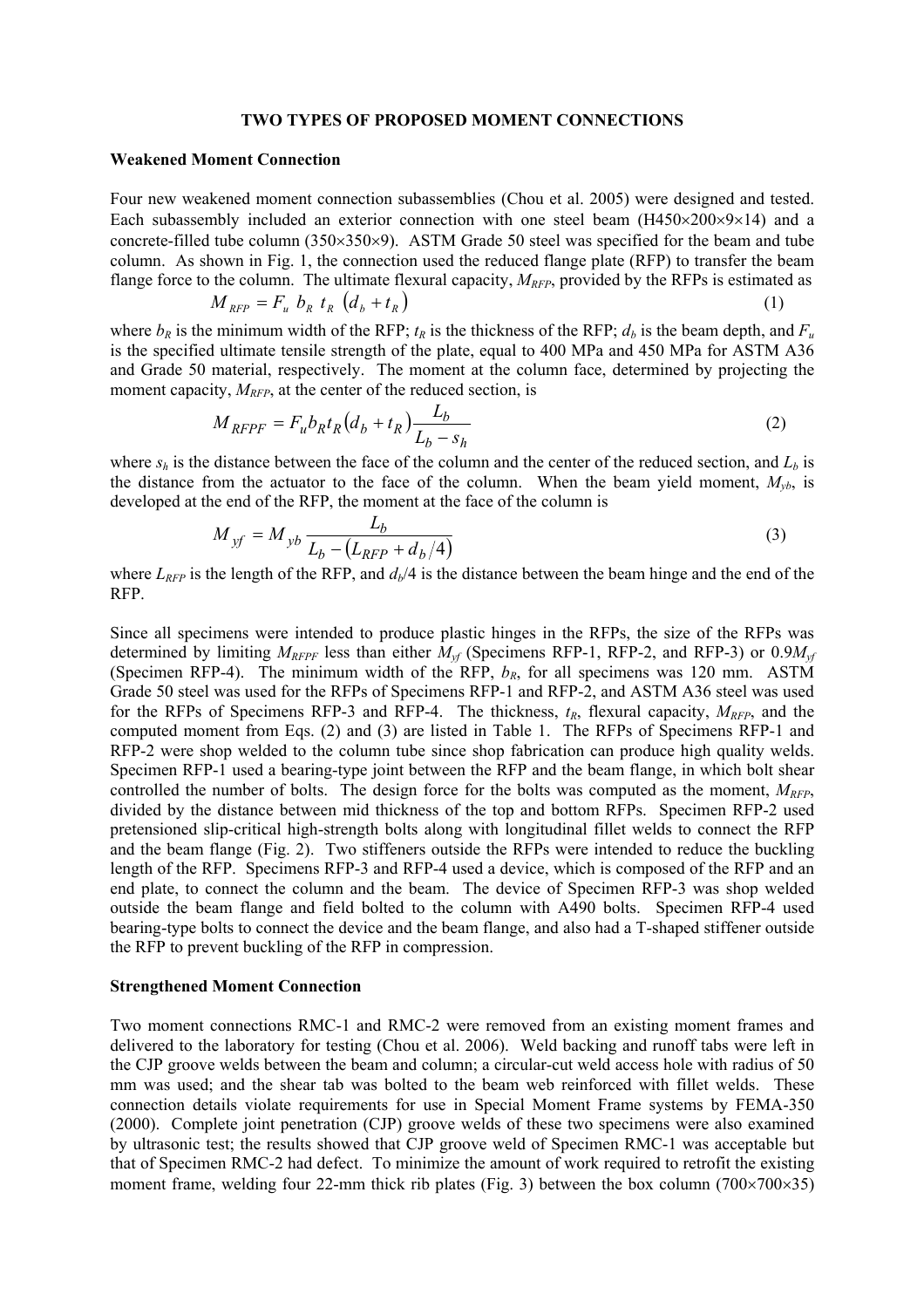**TWO TYPES OF PROPOSED MOMENT CONNECTIONS**

**Weakened Moment Connection**

Four new weakened moment connection subassemblies (Chou et al. 2005) were designed and tested. Each subassembly included an exterior connection with one steel beam (H450×200×9×14) and a concrete-filled tube column (350×350×9). ASTM Grade 50 steel was specified for the beam and tube column. As shown in Fig. 1, the connection used the reduced flange plate (RFP) to transfer the beam flange force to the column. The ultimate flexural capacity, $M_{RFP}$, provided by the RFPs is estimated as

$$M_{RFP} = F_u \; b_R \; t_R \; \left(d_b + t_R\right) \tag{1}$$

where $b_R$ is the minimum width of the RFP; $t_R$ is the thickness of the RFP; $d_b$ is the beam depth, and $F_u$ is the specified ultimate tensile strength of the plate, equal to 400 MPa and 450 MPa for ASTM A36 and Grade 50 material, respectively. The moment at the column face, determined by projecting the moment capacity, $M_{RFP}$, at the center of the reduced section, is

$$M_{RFPF} = F_u b_R t_R \left(d_b + t_R\right) \frac{L_b}{L_b - s_h} \tag{2}$$

where $s_h$ is the distance between the face of the column and the center of the reduced section, and $L_b$ is the distance from the actuator to the face of the column. When the beam yield moment, $M_{yb}$, is developed at the end of the RFP, the moment at the face of the column is

$$M_{yf} = M_{yb} \frac{L_b}{L_b - \left(L_{RFP} + d_b/4\right)} \tag{3}$$

where $L_{RFP}$ is the length of the RFP, and $d_b/4$ is the distance between the beam hinge and the end of the RFP.

Since all specimens were intended to produce plastic hinges in the RFPs, the size of the RFPs was determined by limiting $M_{RFPF}$ less than either $M_{yf}$ (Specimens RFP-1, RFP-2, and RFP-3) or $0.9M_{yf}$ (Specimen RFP-4). The minimum width of the RFP, $b_R$, for all specimens was 120 mm. ASTM Grade 50 steel was used for the RFPs of Specimens RFP-1 and RFP-2, and ASTM A36 steel was used for the RFPs of Specimens RFP-3 and RFP-4. The thickness, $t_R$, flexural capacity, $M_{RFP}$, and the computed moment from Eqs. (2) and (3) are listed in Table 1. The RFPs of Specimens RFP-1 and RFP-2 were shop welded to the column tube since shop fabrication can produce high quality welds. Specimen RFP-1 used a bearing-type joint between the RFP and the beam flange, in which bolt shear controlled the number of bolts. The design force for the bolts was computed as the moment, $M_{RFP}$, divided by the distance between mid thickness of the top and bottom RFPs. Specimen RFP-2 used pretensioned slip-critical high-strength bolts along with longitudinal fillet welds to connect the RFP and the beam flange (Fig. 2). Two stiffeners outside the RFPs were intended to reduce the buckling length of the RFP. Specimens RFP-3 and RFP-4 used a device, which is composed of the RFP and an end plate, to connect the column and the beam. The device of Specimen RFP-3 was shop welded outside the beam flange and field bolted to the column with A490 bolts. Specimen RFP-4 used bearing-type bolts to connect the device and the beam flange, and also had a T-shaped stiffener outside the RFP to prevent buckling of the RFP in compression.

**Strengthened Moment Connection**

Two moment connections RMC-1 and RMC-2 were removed from an existing moment frames and delivered to the laboratory for testing (Chou et al. 2006). Weld backing and runoff tabs were left in the CJP groove welds between the beam and column; a circular-cut weld access hole with radius of 50 mm was used; and the shear tab was bolted to the beam web reinforced with fillet welds. These connection details violate requirements for use in Special Moment Frame systems by FEMA-350 (2000). Complete joint penetration (CJP) groove welds of these two specimens were also examined by ultrasonic test; the results showed that CJP groove weld of Specimen RMC-1 was acceptable but that of Specimen RMC-2 had defect. To minimize the amount of work required to retrofit the existing moment frame, welding four 22-mm thick rib plates (Fig. 3) between the box column (700×700×35)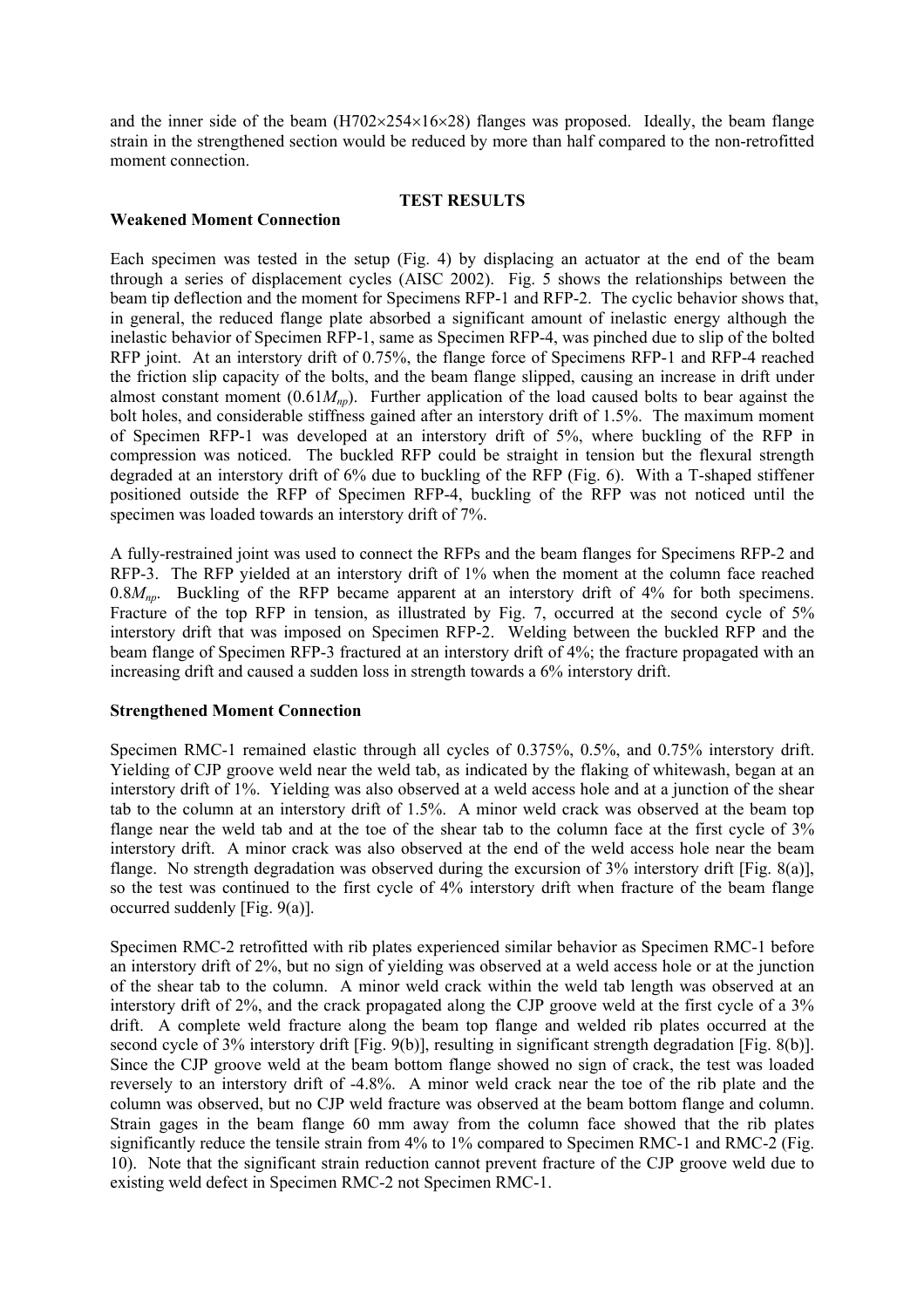and the inner side of the beam (H702×254×16×28) flanges was proposed. Ideally, the beam flange strain in the strengthened section would be reduced by more than half compared to the non-retrofitted moment connection.

## TEST RESULTS

### Weakened Moment Connection

Each specimen was tested in the setup (Fig. 4) by displacing an actuator at the end of the beam through a series of displacement cycles (AISC 2002). Fig. 5 shows the relationships between the beam tip deflection and the moment for Specimens RFP-1 and RFP-2. The cyclic behavior shows that, in general, the reduced flange plate absorbed a significant amount of inelastic energy although the inelastic behavior of Specimen RFP-1, same as Specimen RFP-4, was pinched due to slip of the bolted RFP joint. At an interstory drift of 0.75%, the flange force of Specimens RFP-1 and RFP-4 reached the friction slip capacity of the bolts, and the beam flange slipped, causing an increase in drift under almost constant moment ($0.61M_{np}$). Further application of the load caused bolts to bear against the bolt holes, and considerable stiffness gained after an interstory drift of 1.5%. The maximum moment of Specimen RFP-1 was developed at an interstory drift of 5%, where buckling of the RFP in compression was noticed. The buckled RFP could be straight in tension but the flexural strength degraded at an interstory drift of 6% due to buckling of the RFP (Fig. 6). With a T-shaped stiffener positioned outside the RFP of Specimen RFP-4, buckling of the RFP was not noticed until the specimen was loaded towards an interstory drift of 7%.

A fully-restrained joint was used to connect the RFPs and the beam flanges for Specimens RFP-2 and RFP-3. The RFP yielded at an interstory drift of 1% when the moment at the column face reached $0.8M_{np}$. Buckling of the RFP became apparent at an interstory drift of 4% for both specimens. Fracture of the top RFP in tension, as illustrated by Fig. 7, occurred at the second cycle of 5% interstory drift that was imposed on Specimen RFP-2. Welding between the buckled RFP and the beam flange of Specimen RFP-3 fractured at an interstory drift of 4%; the fracture propagated with an increasing drift and caused a sudden loss in strength towards a 6% interstory drift.

### Strengthened Moment Connection

Specimen RMC-1 remained elastic through all cycles of 0.375%, 0.5%, and 0.75% interstory drift. Yielding of CJP groove weld near the weld tab, as indicated by the flaking of whitewash, began at an interstory drift of 1%. Yielding was also observed at a weld access hole and at a junction of the shear tab to the column at an interstory drift of 1.5%. A minor weld crack was observed at the beam top flange near the weld tab and at the toe of the shear tab to the column face at the first cycle of 3% interstory drift. A minor crack was also observed at the end of the weld access hole near the beam flange. No strength degradation was observed during the excursion of 3% interstory drift [Fig. 8(a)], so the test was continued to the first cycle of 4% interstory drift when fracture of the beam flange occurred suddenly [Fig. 9(a)].

Specimen RMC-2 retrofitted with rib plates experienced similar behavior as Specimen RMC-1 before an interstory drift of 2%, but no sign of yielding was observed at a weld access hole or at the junction of the shear tab to the column. A minor weld crack within the weld tab length was observed at an interstory drift of 2%, and the crack propagated along the CJP groove weld at the first cycle of a 3% drift. A complete weld fracture along the beam top flange and welded rib plates occurred at the second cycle of 3% interstory drift [Fig. 9(b)], resulting in significant strength degradation [Fig. 8(b)]. Since the CJP groove weld at the beam bottom flange showed no sign of crack, the test was loaded reversely to an interstory drift of -4.8%. A minor weld crack near the toe of the rib plate and the column was observed, but no CJP weld fracture was observed at the beam bottom flange and column. Strain gages in the beam flange 60 mm away from the column face showed that the rib plates significantly reduce the tensile strain from 4% to 1% compared to Specimen RMC-1 and RMC-2 (Fig. 10). Note that the significant strain reduction cannot prevent fracture of the CJP groove weld due to existing weld defect in Specimen RMC-2 not Specimen RMC-1.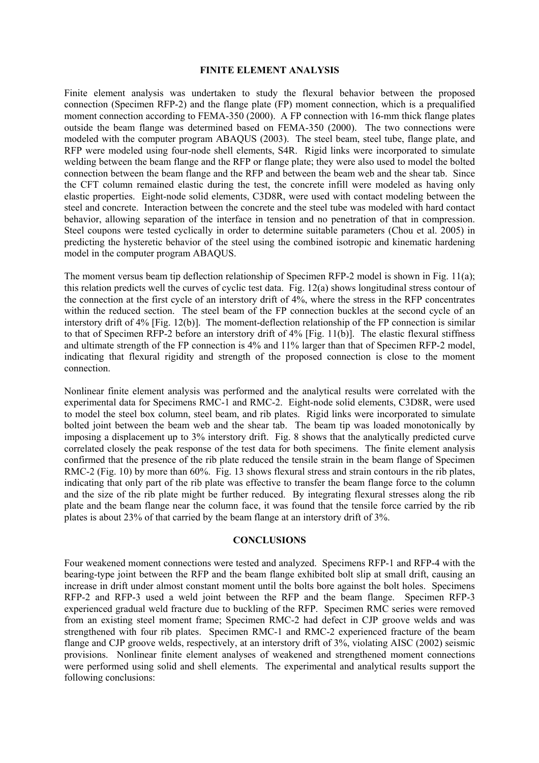## FINITE ELEMENT ANALYSIS

Finite element analysis was undertaken to study the flexural behavior between the proposed connection (Specimen RFP-2) and the flange plate (FP) moment connection, which is a prequalified moment connection according to FEMA-350 (2000). A FP connection with 16-mm thick flange plates outside the beam flange was determined based on FEMA-350 (2000). The two connections were modeled with the computer program ABAQUS (2003). The steel beam, steel tube, flange plate, and RFP were modeled using four-node shell elements, S4R. Rigid links were incorporated to simulate welding between the beam flange and the RFP or flange plate; they were also used to model the bolted connection between the beam flange and the RFP and between the beam web and the shear tab. Since the CFT column remained elastic during the test, the concrete infill were modeled as having only elastic properties. Eight-node solid elements, C3D8R, were used with contact modeling between the steel and concrete. Interaction between the concrete and the steel tube was modeled with hard contact behavior, allowing separation of the interface in tension and no penetration of that in compression. Steel coupons were tested cyclically in order to determine suitable parameters (Chou et al. 2005) in predicting the hysteretic behavior of the steel using the combined isotropic and kinematic hardening model in the computer program ABAQUS.

The moment versus beam tip deflection relationship of Specimen RFP-2 model is shown in Fig. 11(a); this relation predicts well the curves of cyclic test data. Fig. 12(a) shows longitudinal stress contour of the connection at the first cycle of an interstory drift of 4%, where the stress in the RFP concentrates within the reduced section. The steel beam of the FP connection buckles at the second cycle of an interstory drift of 4% [Fig. 12(b)]. The moment-deflection relationship of the FP connection is similar to that of Specimen RFP-2 before an interstory drift of 4% [Fig. 11(b)]. The elastic flexural stiffness and ultimate strength of the FP connection is 4% and 11% larger than that of Specimen RFP-2 model, indicating that flexural rigidity and strength of the proposed connection is close to the moment connection.

Nonlinear finite element analysis was performed and the analytical results were correlated with the experimental data for Specimens RMC-1 and RMC-2. Eight-node solid elements, C3D8R, were used to model the steel box column, steel beam, and rib plates. Rigid links were incorporated to simulate bolted joint between the beam web and the shear tab. The beam tip was loaded monotonically by imposing a displacement up to 3% interstory drift. Fig. 8 shows that the analytically predicted curve correlated closely the peak response of the test data for both specimens. The finite element analysis confirmed that the presence of the rib plate reduced the tensile strain in the beam flange of Specimen RMC-2 (Fig. 10) by more than 60%. Fig. 13 shows flexural stress and strain contours in the rib plates, indicating that only part of the rib plate was effective to transfer the beam flange force to the column and the size of the rib plate might be further reduced. By integrating flexural stresses along the rib plate and the beam flange near the column face, it was found that the tensile force carried by the rib plates is about 23% of that carried by the beam flange at an interstory drift of 3%.

## CONCLUSIONS

Four weakened moment connections were tested and analyzed. Specimens RFP-1 and RFP-4 with the bearing-type joint between the RFP and the beam flange exhibited bolt slip at small drift, causing an increase in drift under almost constant moment until the bolts bore against the bolt holes. Specimens RFP-2 and RFP-3 used a weld joint between the RFP and the beam flange. Specimen RFP-3 experienced gradual weld fracture due to buckling of the RFP. Specimen RMC series were removed from an existing steel moment frame; Specimen RMC-2 had defect in CJP groove welds and was strengthened with four rib plates. Specimen RMC-1 and RMC-2 experienced fracture of the beam flange and CJP groove welds, respectively, at an interstory drift of 3%, violating AISC (2002) seismic provisions. Nonlinear finite element analyses of weakened and strengthened moment connections were performed using solid and shell elements. The experimental and analytical results support the following conclusions: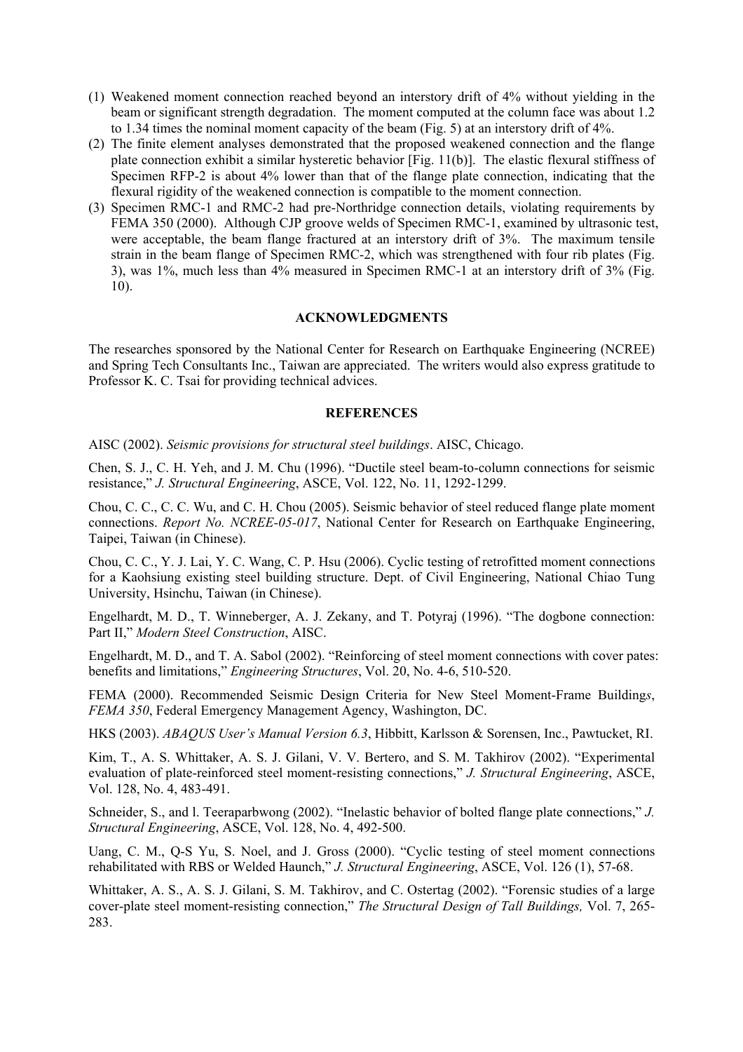(1) Weakened moment connection reached beyond an interstory drift of 4% without yielding in the beam or significant strength degradation. The moment computed at the column face was about 1.2 to 1.34 times the nominal moment capacity of the beam (Fig. 5) at an interstory drift of 4%.
(2) The finite element analyses demonstrated that the proposed weakened connection and the flange plate connection exhibit a similar hysteretic behavior [Fig. 11(b)]. The elastic flexural stiffness of Specimen RFP-2 is about 4% lower than that of the flange plate connection, indicating that the flexural rigidity of the weakened connection is compatible to the moment connection.
(3) Specimen RMC-1 and RMC-2 had pre-Northridge connection details, violating requirements by FEMA 350 (2000). Although CJP groove welds of Specimen RMC-1, examined by ultrasonic test, were acceptable, the beam flange fractured at an interstory drift of 3%. The maximum tensile strain in the beam flange of Specimen RMC-2, which was strengthened with four rib plates (Fig. 3), was 1%, much less than 4% measured in Specimen RMC-1 at an interstory drift of 3% (Fig. 10).

## ACKNOWLEDGMENTS

The researches sponsored by the National Center for Research on Earthquake Engineering (NCREE) and Spring Tech Consultants Inc., Taiwan are appreciated. The writers would also express gratitude to Professor K. C. Tsai for providing technical advices.

## REFERENCES

AISC (2002). *Seismic provisions for structural steel buildings*. AISC, Chicago.

Chen, S. J., C. H. Yeh, and J. M. Chu (1996). "Ductile steel beam-to-column connections for seismic resistance," *J. Structural Engineering*, ASCE, Vol. 122, No. 11, 1292-1299.

Chou, C. C., C. C. Wu, and C. H. Chou (2005). Seismic behavior of steel reduced flange plate moment connections. *Report No. NCREE-05-017*, National Center for Research on Earthquake Engineering, Taipei, Taiwan (in Chinese).

Chou, C. C., Y. J. Lai, Y. C. Wang, C. P. Hsu (2006). Cyclic testing of retrofitted moment connections for a Kaohsiung existing steel building structure. Dept. of Civil Engineering, National Chiao Tung University, Hsinchu, Taiwan (in Chinese).

Engelhardt, M. D., T. Winneberger, A. J. Zekany, and T. Potyraj (1996). "The dogbone connection: Part II," *Modern Steel Construction*, AISC.

Engelhardt, M. D., and T. A. Sabol (2002). "Reinforcing of steel moment connections with cover pates: benefits and limitations," *Engineering Structures*, Vol. 20, No. 4-6, 510-520.

FEMA (2000). Recommended Seismic Design Criteria for New Steel Moment-Frame Building*s*, *FEMA 350*, Federal Emergency Management Agency, Washington, DC.

HKS (2003). *ABAQUS User's Manual Version 6.3*, Hibbitt, Karlsson & Sorensen, Inc., Pawtucket, RI.

Kim, T., A. S. Whittaker, A. S. J. Gilani, V. V. Bertero, and S. M. Takhirov (2002). "Experimental evaluation of plate-reinforced steel moment-resisting connections," *J. Structural Engineering*, ASCE, Vol. 128, No. 4, 483-491.

Schneider, S., and l. Teeraparbwong (2002). "Inelastic behavior of bolted flange plate connections," *J. Structural Engineering*, ASCE, Vol. 128, No. 4, 492-500.

Uang, C. M., Q-S Yu, S. Noel, and J. Gross (2000). "Cyclic testing of steel moment connections rehabilitated with RBS or Welded Haunch," *J. Structural Engineering*, ASCE, Vol. 126 (1), 57-68.

Whittaker, A. S., A. S. J. Gilani, S. M. Takhirov, and C. Ostertag (2002). "Forensic studies of a large cover-plate steel moment-resisting connection," *The Structural Design of Tall Buildings,* Vol. 7, 265-283.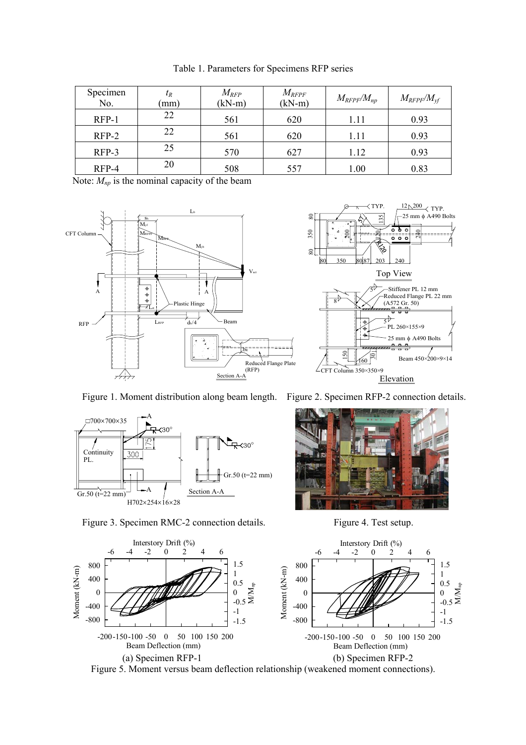Table 1. Parameters for Specimens RFP series

| Specimen No. | $t_R$ (mm) | $M_{RFP}$ (kN-m) | $M_{RFPF}$ (kN-m) | $M_{RFPF}/M_{np}$ | $M_{RFPF}/M_{yf}$ |
|---|---|---|---|---|---|
| RFP-1 | 22 | 561 | 620 | 1.11 | 0.93 |
| RFP-2 | 22 | 561 | 620 | 1.11 | 0.93 |
| RFP-3 | 25 | 570 | 627 | 1.12 | 0.93 |
| RFP-4 | 20 | 508 | 557 | 1.00 | 0.83 |

Note: $M_{np}$ is the nominal capacity of the beam

Figure 1. Moment distribution along beam length.

Figure 2. Specimen RFP-2 connection details.

Figure 3. Specimen RMC-2 connection details.

Figure 4. Test setup.

(a) Specimen RFP-1

(b) Specimen RFP-2

Figure 5. Moment versus beam deflection relationship (weakened moment connections).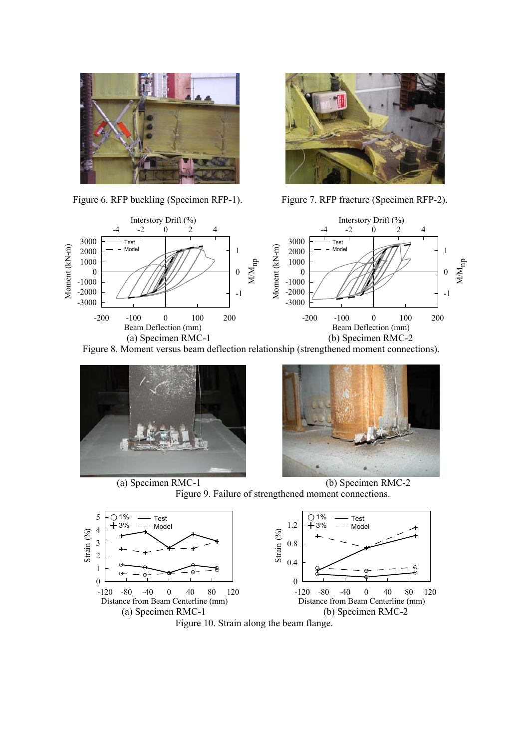Figure 6. RFP buckling (Specimen RFP-1).

Figure 7. RFP fracture (Specimen RFP-2).

(a) Specimen RMC-1

(b) Specimen RMC-2

Figure 8. Moment versus beam deflection relationship (strengthened moment connections).

(a) Specimen RMC-1

(b) Specimen RMC-2

Figure 9. Failure of strengthened moment connections.

(a) Specimen RMC-1

(b) Specimen RMC-2

Figure 10. Strain along the beam flange.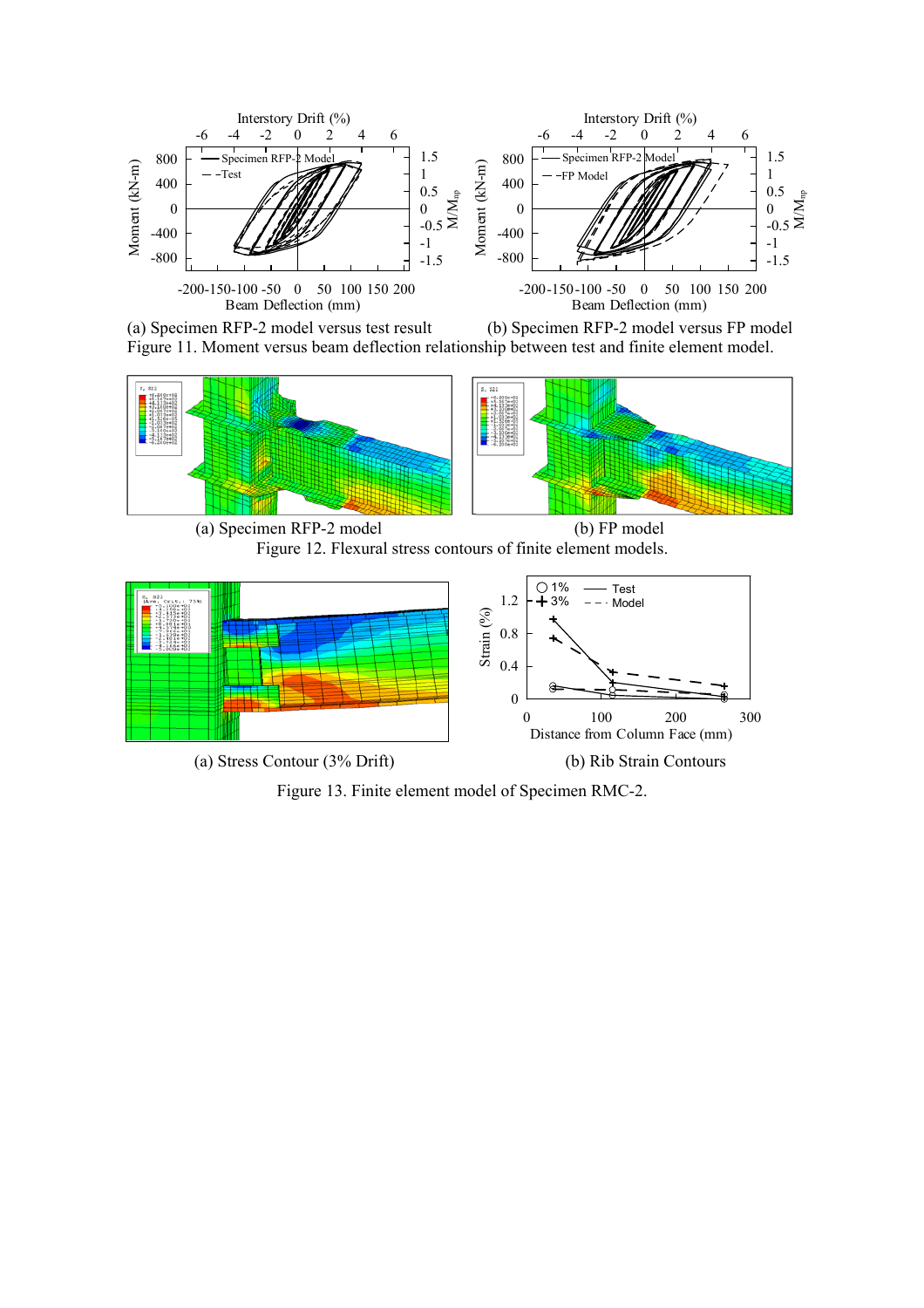Interstory Drift (%)

-6 -4 -2 0 2 4 6

800
400
0
-400
-800

Moment (kN-m)

Specimen RFP-2 Model
Test

1.5
1
0.5
0
-0.5
-1
-1.5

$M/M_{np}$

-200-150-100 -50 0 50 100 150 200
Beam Deflection (mm)

(a) Specimen RFP-2 model versus test result

Interstory Drift (%)

-6 -4 -2 0 2 4 6

800
400
0
-400
-800

Moment (kN-m)

Specimen RFP-2 Model
FP Model

1.5
1
0.5
0
-0.5
-1
-1.5

$M/M_{np}$

-200-150-100 -50 0 50 100 150 200
Beam Deflection (mm)

(b) Specimen RFP-2 model versus FP model

Figure 11. Moment versus beam deflection relationship between test and finite element model.

(a) Specimen RFP-2 model

(b) FP model

Figure 12. Flexural stress contours of finite element models.

(a) Stress Contour (3% Drift)

1%
3%
Test
Model

1.2
0.8
0.4
0

Strain (%)

0 100 200 300
Distance from Column Face (mm)

(b) Rib Strain Contours

Figure 13. Finite element model of Specimen RMC-2.